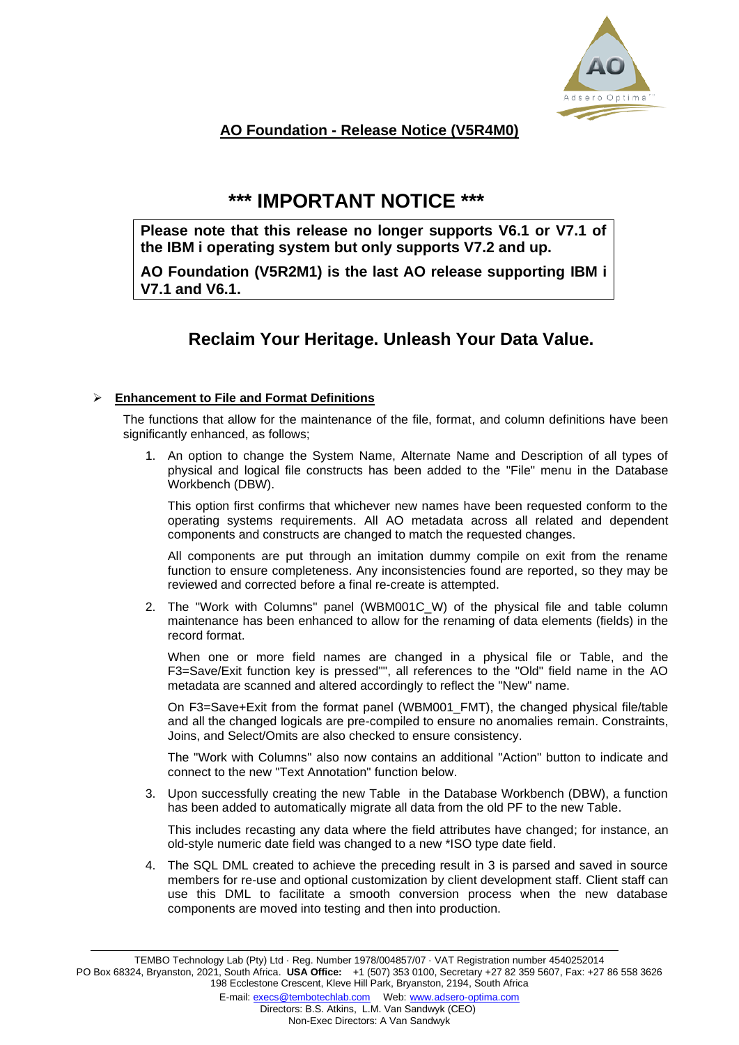# AO Foundation - Release Notice (V5R4M0)

## *** IMPORTANT NOTICE ***

> **Please note that this release no longer supports V6.1 or V7.1 of the IBM i operating system but only supports V7.2 and up.**
>
> **AO Foundation (V5R2M1) is the last AO release supporting IBM i V7.1 and V6.1.**

## Reclaim Your Heritage. Unleash Your Data Value.

- **Enhancement to File and Format Definitions**

The functions that allow for the maintenance of the file, format, and column definitions have been significantly enhanced, as follows;

1. An option to change the System Name, Alternate Name and Description of all types of physical and logical file constructs has been added to the "File" menu in the Database Workbench (DBW).

   This option first confirms that whichever new names have been requested conform to the operating systems requirements. All AO metadata across all related and dependent components and constructs are changed to match the requested changes.

   All components are put through an imitation dummy compile on exit from the rename function to ensure completeness. Any inconsistencies found are reported, so they may be reviewed and corrected before a final re-create is attempted.

2. The "Work with Columns" panel (WBM001C_W) of the physical file and table column maintenance has been enhanced to allow for the renaming of data elements (fields) in the record format.

   When one or more field names are changed in a physical file or Table, and the F3=Save/Exit function key is pressed"", all references to the "Old" field name in the AO metadata are scanned and altered accordingly to reflect the "New" name.

   On F3=Save+Exit from the format panel (WBM001_FMT), the changed physical file/table and all the changed logicals are pre-compiled to ensure no anomalies remain. Constraints, Joins, and Select/Omits are also checked to ensure consistency.

   The "Work with Columns" also now contains an additional "Action" button to indicate and connect to the new "Text Annotation" function below.

3. Upon successfully creating the new Table in the Database Workbench (DBW), a function has been added to automatically migrate all data from the old PF to the new Table.

   This includes recasting any data where the field attributes have changed; for instance, an old-style numeric date field was changed to a new *ISO type date field.

4. The SQL DML created to achieve the preceding result in 3 is parsed and saved in source members for re-use and optional customization by client development staff. Client staff can use this DML to facilitate a smooth conversion process when the new database components are moved into testing and then into production.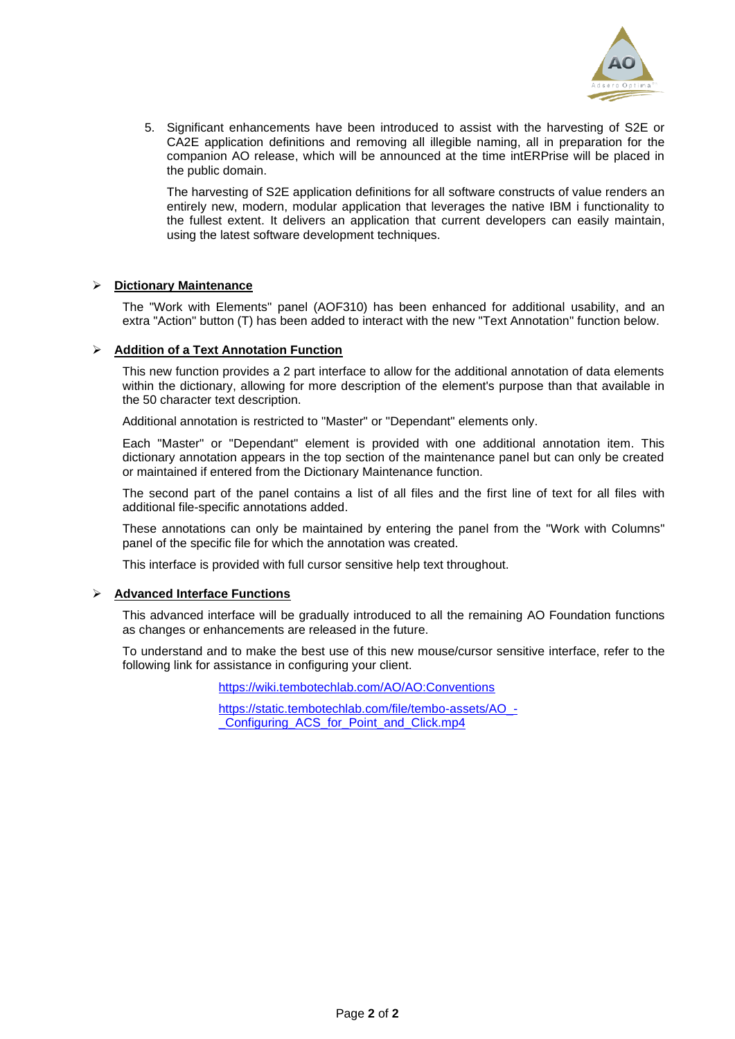5. Significant enhancements have been introduced to assist with the harvesting of S2E or CA2E application definitions and removing all illegible naming, all in preparation for the companion AO release, which will be announced at the time intERPrise will be placed in the public domain.

   The harvesting of S2E application definitions for all software constructs of value renders an entirely new, modern, modular application that leverages the native IBM i functionality to the fullest extent. It delivers an application that current developers can easily maintain, using the latest software development techniques.

- **Dictionary Maintenance**

  The "Work with Elements" panel (AOF310) has been enhanced for additional usability, and an extra "Action" button (T) has been added to interact with the new "Text Annotation" function below.

- **Addition of a Text Annotation Function**

  This new function provides a 2 part interface to allow for the additional annotation of data elements within the dictionary, allowing for more description of the element's purpose than that available in the 50 character text description.

  Additional annotation is restricted to "Master" or "Dependant" elements only.

  Each "Master" or "Dependant" element is provided with one additional annotation item. This dictionary annotation appears in the top section of the maintenance panel but can only be created or maintained if entered from the Dictionary Maintenance function.

  The second part of the panel contains a list of all files and the first line of text for all files with additional file-specific annotations added.

  These annotations can only be maintained by entering the panel from the "Work with Columns" panel of the specific file for which the annotation was created.

  This interface is provided with full cursor sensitive help text throughout.

- **Advanced Interface Functions**

  This advanced interface will be gradually introduced to all the remaining AO Foundation functions as changes or enhancements are released in the future.

  To understand and to make the best use of this new mouse/cursor sensitive interface, refer to the following link for assistance in configuring your client.

  https://wiki.tembotechlab.com/AO/AO:Conventions

  https://static.tembotechlab.com/file/tembo-assets/AO_-_Configuring_ACS_for_Point_and_Click.mp4